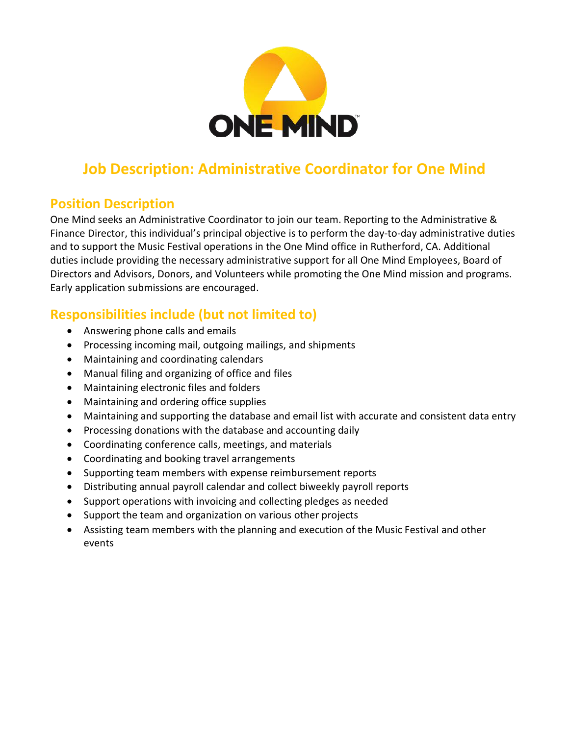# Job Description: Administrative Coordinator for One Mind

## Position Description

One Mind seeks an Administrative Coordinator to join our team. Reporting to the Administrative & Finance Director, this individual's principal objective is to perform the day-to-day administrative duties and to support the Music Festival operations in the One Mind office in Rutherford, CA. Additional duties include providing the necessary administrative support for all One Mind Employees, Board of Directors and Advisors, Donors, and Volunteers while promoting the One Mind mission and programs. Early application submissions are encouraged.

## Responsibilities include (but not limited to)

- Answering phone calls and emails
- Processing incoming mail, outgoing mailings, and shipments
- Maintaining and coordinating calendars
- Manual filing and organizing of office and files
- Maintaining electronic files and folders
- Maintaining and ordering office supplies
- Maintaining and supporting the database and email list with accurate and consistent data entry
- Processing donations with the database and accounting daily
- Coordinating conference calls, meetings, and materials
- Coordinating and booking travel arrangements
- Supporting team members with expense reimbursement reports
- Distributing annual payroll calendar and collect biweekly payroll reports
- Support operations with invoicing and collecting pledges as needed
- Support the team and organization on various other projects
- Assisting team members with the planning and execution of the Music Festival and other events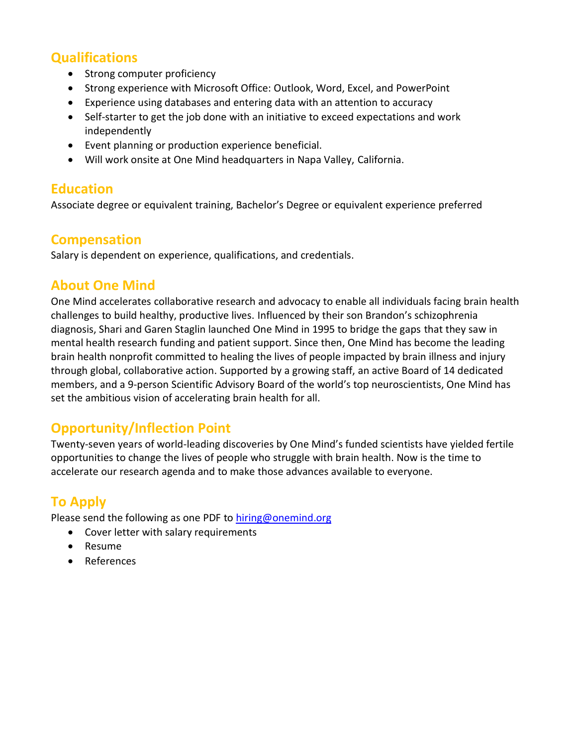## Qualifications

- Strong computer proficiency
- Strong experience with Microsoft Office: Outlook, Word, Excel, and PowerPoint
- Experience using databases and entering data with an attention to accuracy
- Self-starter to get the job done with an initiative to exceed expectations and work independently
- Event planning or production experience beneficial.
- Will work onsite at One Mind headquarters in Napa Valley, California.

## Education

Associate degree or equivalent training, Bachelor's Degree or equivalent experience preferred

## Compensation

Salary is dependent on experience, qualifications, and credentials.

## About One Mind

One Mind accelerates collaborative research and advocacy to enable all individuals facing brain health challenges to build healthy, productive lives. Influenced by their son Brandon's schizophrenia diagnosis, Shari and Garen Staglin launched One Mind in 1995 to bridge the gaps that they saw in mental health research funding and patient support. Since then, One Mind has become the leading brain health nonprofit committed to healing the lives of people impacted by brain illness and injury through global, collaborative action. Supported by a growing staff, an active Board of 14 dedicated members, and a 9-person Scientific Advisory Board of the world's top neuroscientists, One Mind has set the ambitious vision of accelerating brain health for all.

## Opportunity/Inflection Point

Twenty-seven years of world-leading discoveries by One Mind's funded scientists have yielded fertile opportunities to change the lives of people who struggle with brain health. Now is the time to accelerate our research agenda and to make those advances available to everyone.

## To Apply

Please send the following as one PDF to hiring@onemind.org

- Cover letter with salary requirements
- Resume
- References